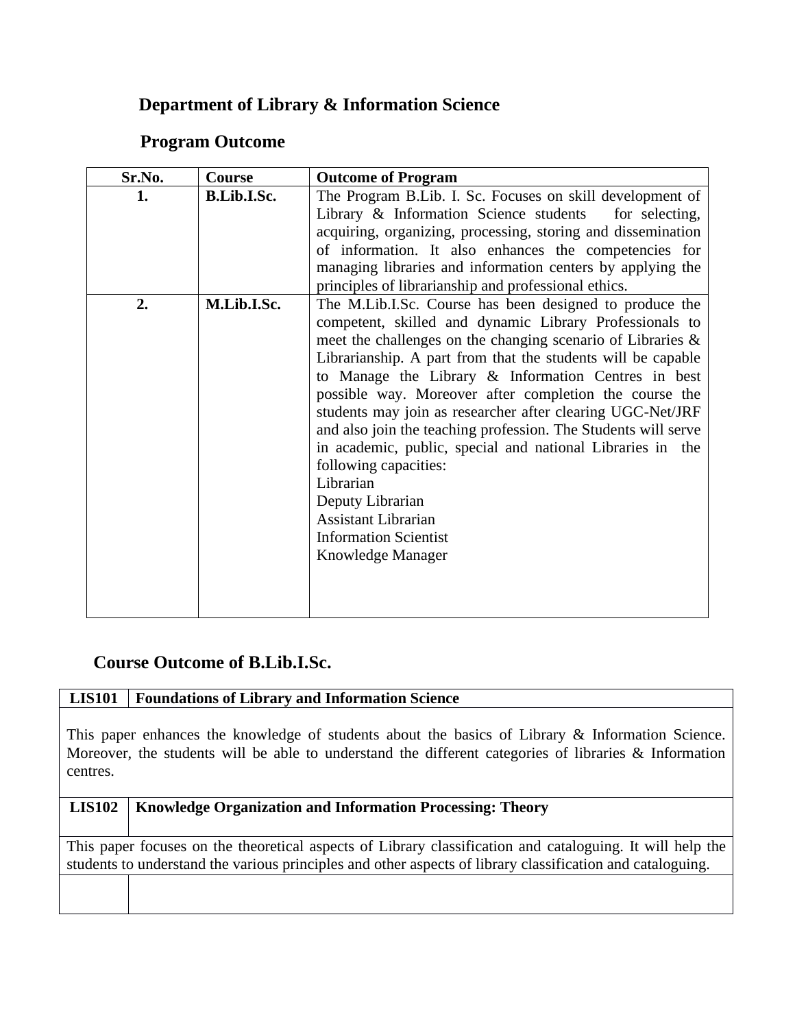## Department of Library & Information Science

## Program Outcome

| Sr.No. | Course | Outcome of Program |
|---|---|---|
| **1.** | **B.Lib.I.Sc.** | The Program B.Lib. I. Sc. Focuses on skill development of Library & Information Science students for selecting, acquiring, organizing, processing, storing and dissemination of information. It also enhances the competencies for managing libraries and information centers by applying the principles of librarianship and professional ethics. |
| **2.** | **M.Lib.I.Sc.** | The M.Lib.I.Sc. Course has been designed to produce the competent, skilled and dynamic Library Professionals to meet the challenges on the changing scenario of Libraries & Librarianship. A part from that the students will be capable to Manage the Library & Information Centres in best possible way. Moreover after completion the course the students may join as researcher after clearing UGC-Net/JRF and also join the teaching profession. The Students will serve in academic, public, special and national Libraries in the following capacities:<br>Librarian<br>Deputy Librarian<br>Assistant Librarian<br>Information Scientist<br>Knowledge Manager |

## Course Outcome of B.Lib.I.Sc.

| LIS101 | Foundations of Library and Information Science |
|---|---|
| This paper enhances the knowledge of students about the basics of Library & Information Science. Moreover, the students will be able to understand the different categories of libraries & Information centres. | |
| **LIS102** | **Knowledge Organization and Information Processing: Theory** |
| This paper focuses on the theoretical aspects of Library classification and cataloguing. It will help the students to understand the various principles and other aspects of library classification and cataloguing. | |
| | |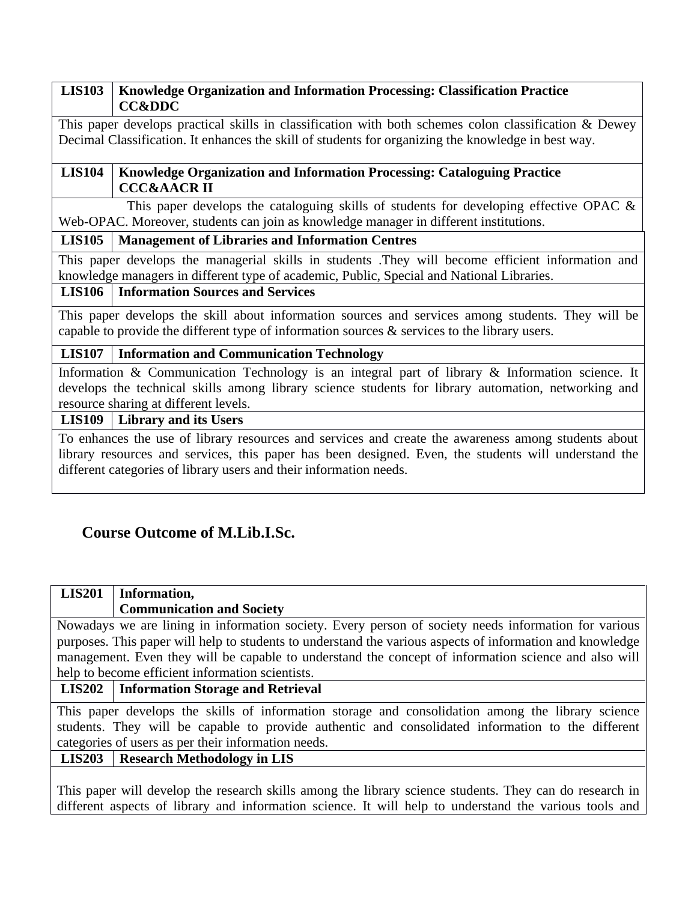| LIS103 | Knowledge Organization and Information Processing: Classification Practice CC&DDC |
|---|---|
| This paper develops practical skills in classification with both schemes colon classification & Dewey Decimal Classification. It enhances the skill of students for organizing the knowledge in best way. | |

| LIS104 | Knowledge Organization and Information Processing: Cataloguing Practice CCC&AACR II |
|---|---|
| This paper develops the cataloguing skills of students for developing effective OPAC & Web-OPAC. Moreover, students can join as knowledge manager in different institutions. | |
| **LIS105** | **Management of Libraries and Information Centres** |
| This paper develops the managerial skills in students .They will become efficient information and knowledge managers in different type of academic, Public, Special and National Libraries. | |
| **LIS106** | **Information Sources and Services** |
| This paper develops the skill about information sources and services among students. They will be capable to provide the different type of information sources & services to the library users. | |
| **LIS107** | **Information and Communication Technology** |
| Information & Communication Technology is an integral part of library & Information science. It develops the technical skills among library science students for library automation, networking and resource sharing at different levels. | |
| **LIS109** | **Library and its Users** |
| To enhances the use of library resources and services and create the awareness among students about library resources and services, this paper has been designed. Even, the students will understand the different categories of library users and their information needs. | |

## Course Outcome of M.Lib.I.Sc.

| LIS201 | Information, Communication and Society |
|---|---|
| Nowadays we are lining in information society. Every person of society needs information for various purposes. This paper will help to students to understand the various aspects of information and knowledge management. Even they will be capable to understand the concept of information science and also will help to become efficient information scientists. | |
| **LIS202** | **Information Storage and Retrieval** |
| This paper develops the skills of information storage and consolidation among the library science students. They will be capable to provide authentic and consolidated information to the different categories of users as per their information needs. | |
| **LIS203** | **Research Methodology in LIS** |
| This paper will develop the research skills among the library science students. They can do research in different aspects of library and information science. It will help to understand the various tools and | |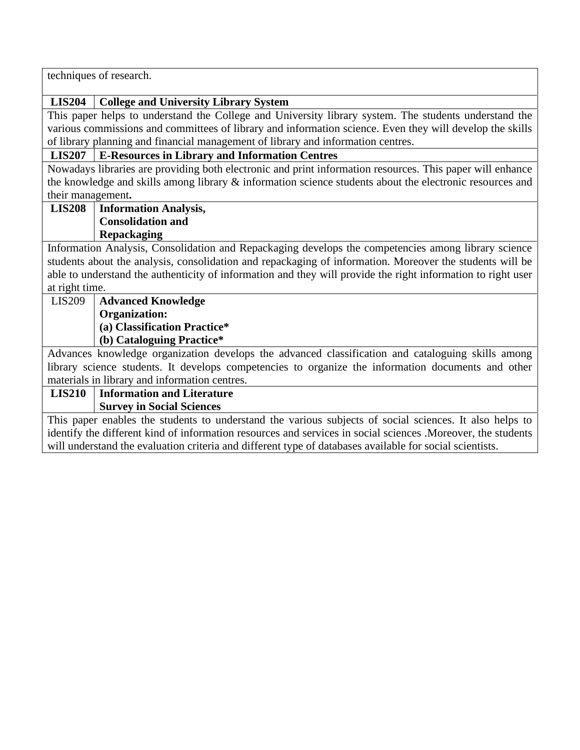| | |
|---|---|
| techniques of research. | |
| **LIS204** | **College and University Library System** |
| This paper helps to understand the College and University library system. The students understand the various commissions and committees of library and information science. Even they will develop the skills of library planning and financial management of library and information centres. | |
| **LIS207** | **E-Resources in Library and Information Centres** |
| Nowadays libraries are providing both electronic and print information resources. This paper will enhance the knowledge and skills among library & information science students about the electronic resources and their management**.** | |
| **LIS208** | **Information Analysis, Consolidation and Repackaging** |
| Information Analysis, Consolidation and Repackaging develops the competencies among library science students about the analysis, consolidation and repackaging of information. Moreover the students will be able to understand the authenticity of information and they will provide the right information to right user at right time. | |
| LIS209 | **Advanced Knowledge Organization:**<br>**(a) Classification Practice***<br>**(b) Cataloguing Practice*** |
| Advances knowledge organization develops the advanced classification and cataloguing skills among library science students. It develops competencies to organize the information documents and other materials in library and information centres. | |
| **LIS210** | **Information and Literature Survey in Social Sciences** |
| This paper enables the students to understand the various subjects of social sciences. It also helps to identify the different kind of information resources and services in social sciences .Moreover, the students will understand the evaluation criteria and different type of databases available for social scientists. | |